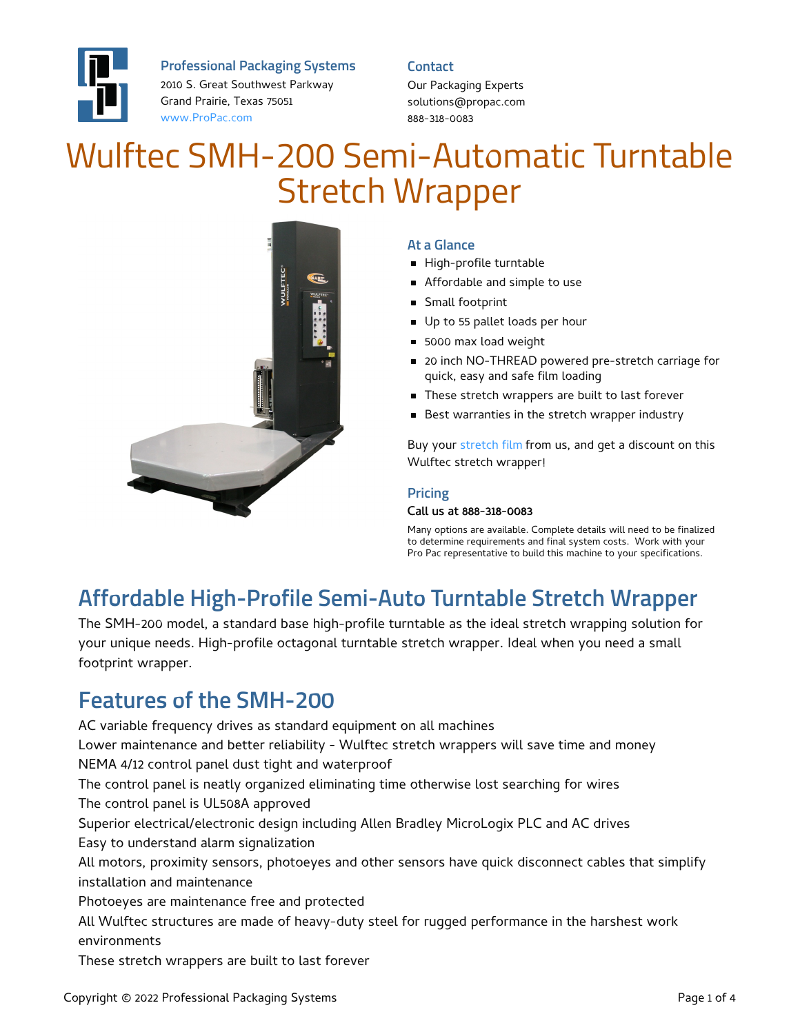**Professional Packaging Systems**
2010 S. Great Southwest Parkway
Grand Prairie, Texas 75051
www.ProPac.com

**Contact**
Our Packaging Experts
solutions@propac.com
888-318-0083

# Wulftec SMH-200 Semi-Automatic Turntable Stretch Wrapper

### At a Glance

- High-profile turntable
- Affordable and simple to use
- Small footprint
- Up to 55 pallet loads per hour
- 5000 max load weight
- 20 inch NO-THREAD powered pre-stretch carriage for quick, easy and safe film loading
- These stretch wrappers are built to last forever
- Best warranties in the stretch wrapper industry

Buy your stretch film from us, and get a discount on this Wulftec stretch wrapper!

### Pricing

Call us at 888-318-0083

Many options are available. Complete details will need to be finalized to determine requirements and final system costs. Work with your Pro Pac representative to build this machine to your specifications.

## Affordable High-Profile Semi-Auto Turntable Stretch Wrapper

The SMH-200 model, a standard base high-profile turntable as the ideal stretch wrapping solution for your unique needs. High-profile octagonal turntable stretch wrapper. Ideal when you need a small footprint wrapper.

## Features of the SMH-200

AC variable frequency drives as standard equipment on all machines
Lower maintenance and better reliability - Wulftec stretch wrappers will save time and money
NEMA 4/12 control panel dust tight and waterproof
The control panel is neatly organized eliminating time otherwise lost searching for wires
The control panel is UL508A approved
Superior electrical/electronic design including Allen Bradley MicroLogix PLC and AC drives
Easy to understand alarm signalization
All motors, proximity sensors, photoeyes and other sensors have quick disconnect cables that simplify installation and maintenance
Photoeyes are maintenance free and protected
All Wulftec structures are made of heavy-duty steel for rugged performance in the harshest work environments
These stretch wrappers are built to last forever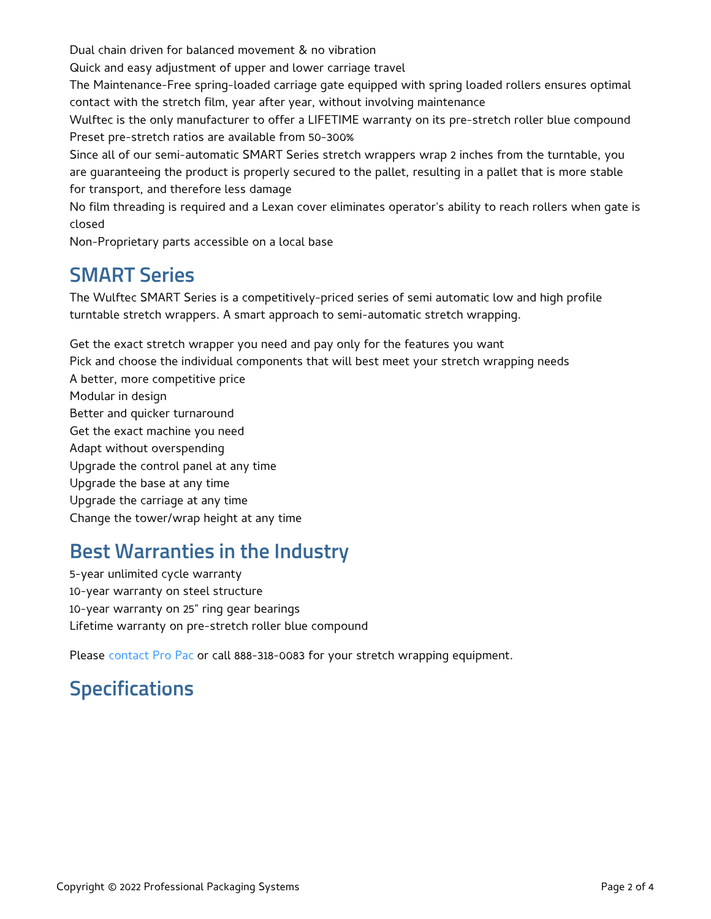Dual chain driven for balanced movement & no vibration

Quick and easy adjustment of upper and lower carriage travel

The Maintenance-Free spring-loaded carriage gate equipped with spring loaded rollers ensures optimal contact with the stretch film, year after year, without involving maintenance

Wulftec is the only manufacturer to offer a LIFETIME warranty on its pre-stretch roller blue compound

Preset pre-stretch ratios are available from 50-300%

Since all of our semi-automatic SMART Series stretch wrappers wrap 2 inches from the turntable, you are guaranteeing the product is properly secured to the pallet, resulting in a pallet that is more stable for transport, and therefore less damage

No film threading is required and a Lexan cover eliminates operator's ability to reach rollers when gate is closed

Non-Proprietary parts accessible on a local base

## SMART Series

The Wulftec SMART Series is a competitively-priced series of semi automatic low and high profile turntable stretch wrappers. A smart approach to semi-automatic stretch wrapping.

Get the exact stretch wrapper you need and pay only for the features you want

Pick and choose the individual components that will best meet your stretch wrapping needs

A better, more competitive price

Modular in design

Better and quicker turnaround

Get the exact machine you need

Adapt without overspending

Upgrade the control panel at any time

Upgrade the base at any time

Upgrade the carriage at any time

Change the tower/wrap height at any time

## Best Warranties in the Industry

5-year unlimited cycle warranty

10-year warranty on steel structure

10-year warranty on 25" ring gear bearings

Lifetime warranty on pre-stretch roller blue compound

Please contact Pro Pac or call 888-318-0083 for your stretch wrapping equipment.

## Specifications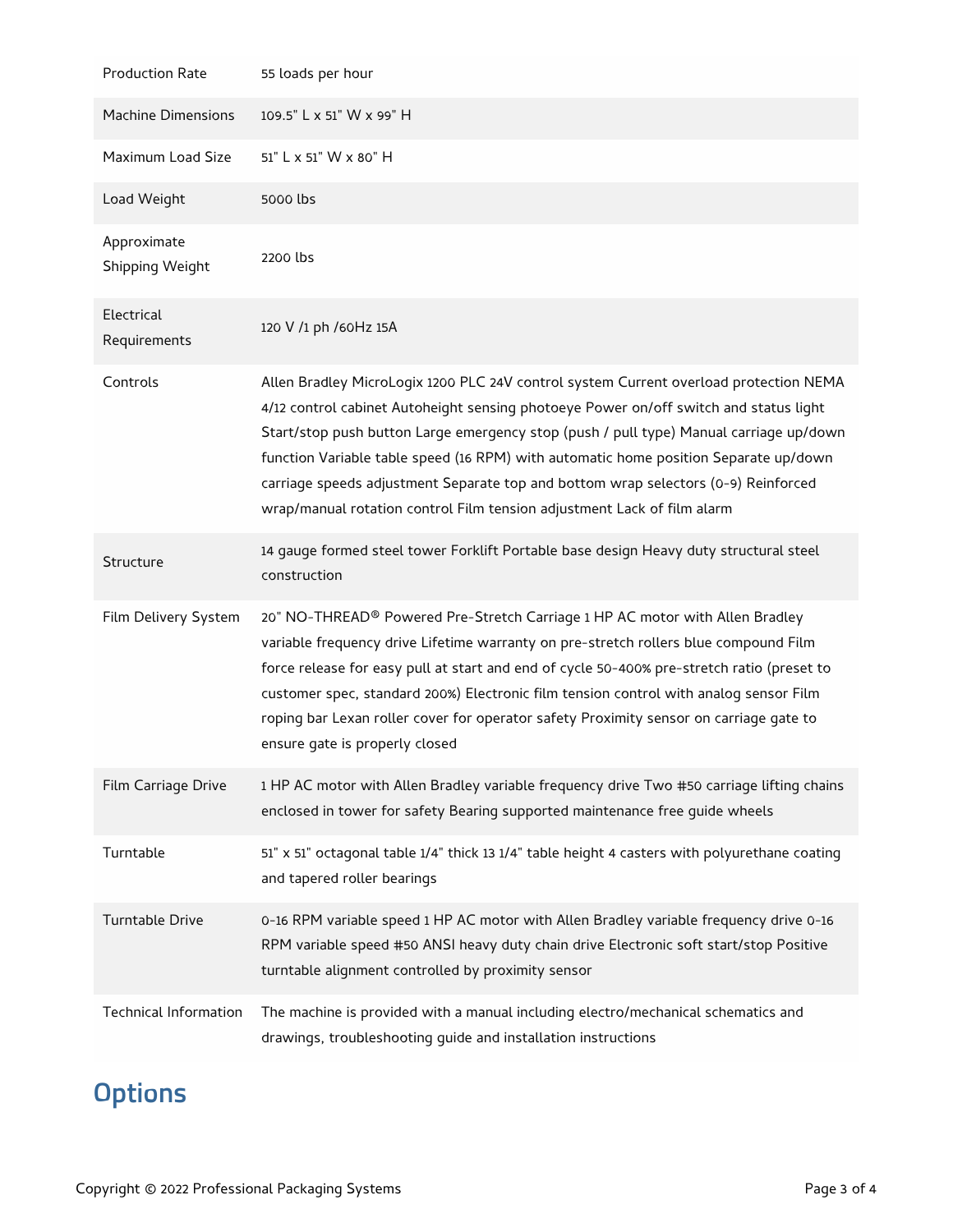| | |
|---|---|
| Production Rate | 55 loads per hour |
| Machine Dimensions | 109.5" L x 51" W x 99" H |
| Maximum Load Size | 51" L x 51" W x 80" H |
| Load Weight | 5000 lbs |
| Approximate Shipping Weight | 2200 lbs |
| Electrical Requirements | 120 V /1 ph /60Hz 15A |
| Controls | Allen Bradley MicroLogix 1200 PLC 24V control system Current overload protection NEMA 4/12 control cabinet Autoheight sensing photoeye Power on/off switch and status light Start/stop push button Large emergency stop (push / pull type) Manual carriage up/down function Variable table speed (16 RPM) with automatic home position Separate up/down carriage speeds adjustment Separate top and bottom wrap selectors (0-9) Reinforced wrap/manual rotation control Film tension adjustment Lack of film alarm |
| Structure | 14 gauge formed steel tower Forklift Portable base design Heavy duty structural steel construction |
| Film Delivery System | 20" NO-THREAD® Powered Pre-Stretch Carriage 1 HP AC motor with Allen Bradley variable frequency drive Lifetime warranty on pre-stretch rollers blue compound Film force release for easy pull at start and end of cycle 50-400% pre-stretch ratio (preset to customer spec, standard 200%) Electronic film tension control with analog sensor Film roping bar Lexan roller cover for operator safety Proximity sensor on carriage gate to ensure gate is properly closed |
| Film Carriage Drive | 1 HP AC motor with Allen Bradley variable frequency drive Two #50 carriage lifting chains enclosed in tower for safety Bearing supported maintenance free guide wheels |
| Turntable | 51" x 51" octagonal table 1/4" thick 13 1/4" table height 4 casters with polyurethane coating and tapered roller bearings |
| Turntable Drive | 0-16 RPM variable speed 1 HP AC motor with Allen Bradley variable frequency drive 0-16 RPM variable speed #50 ANSI heavy duty chain drive Electronic soft start/stop Positive turntable alignment controlled by proximity sensor |
| Technical Information | The machine is provided with a manual including electro/mechanical schematics and drawings, troubleshooting guide and installation instructions |

## Options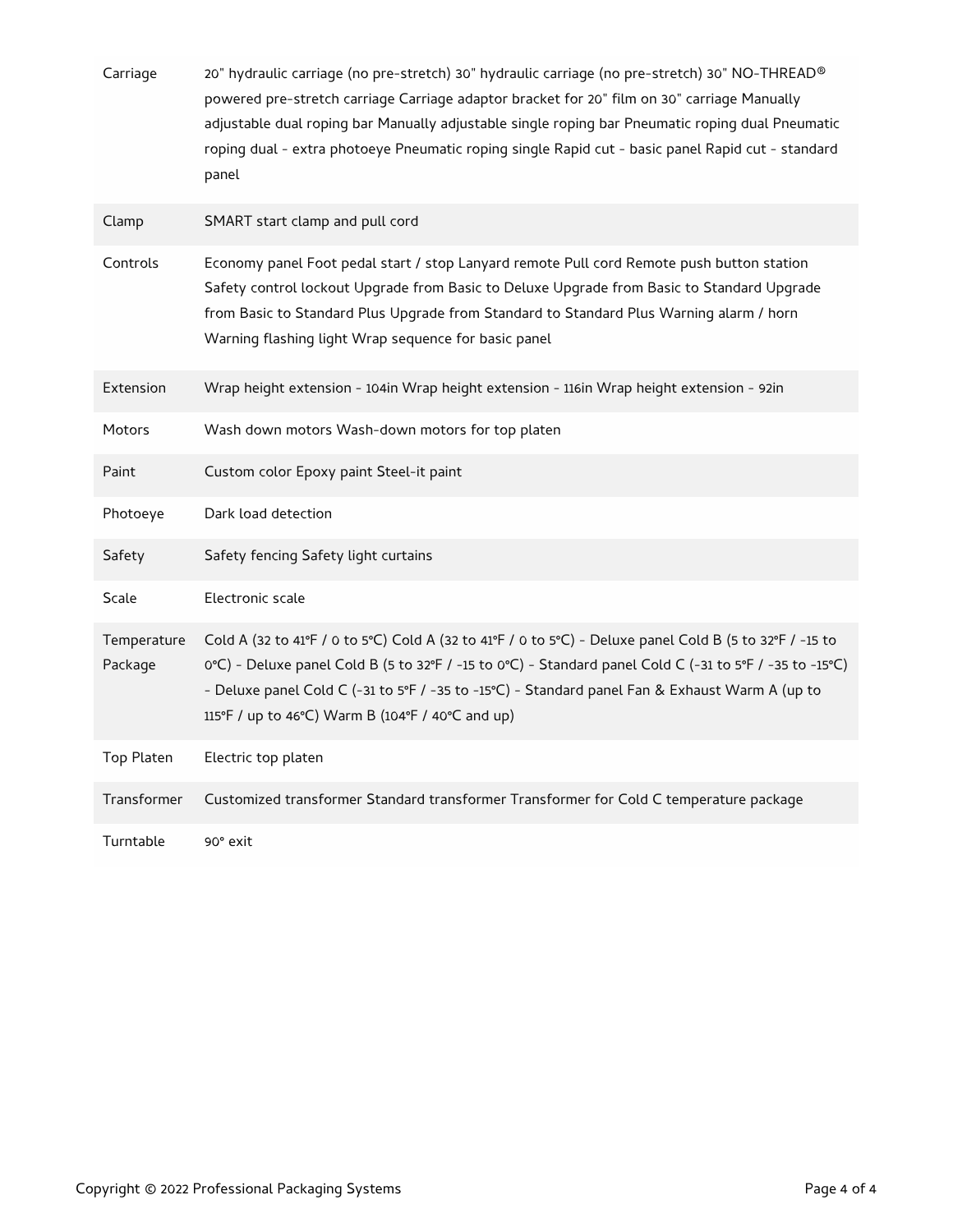| | |
|---|---|
| Carriage | 20" hydraulic carriage (no pre-stretch) 30" hydraulic carriage (no pre-stretch) 30" NO-THREAD® powered pre-stretch carriage Carriage adaptor bracket for 20" film on 30" carriage Manually adjustable dual roping bar Manually adjustable single roping bar Pneumatic roping dual Pneumatic roping dual - extra photoeye Pneumatic roping single Rapid cut - basic panel Rapid cut - standard panel |
| Clamp | SMART start clamp and pull cord |
| Controls | Economy panel Foot pedal start / stop Lanyard remote Pull cord Remote push button station Safety control lockout Upgrade from Basic to Deluxe Upgrade from Basic to Standard Upgrade from Basic to Standard Plus Upgrade from Standard to Standard Plus Warning alarm / horn Warning flashing light Wrap sequence for basic panel |
| Extension | Wrap height extension - 104in Wrap height extension - 116in Wrap height extension - 92in |
| Motors | Wash down motors Wash-down motors for top platen |
| Paint | Custom color Epoxy paint Steel-it paint |
| Photoeye | Dark load detection |
| Safety | Safety fencing Safety light curtains |
| Scale | Electronic scale |
| Temperature Package | Cold A (32 to 41°F / 0 to 5°C) Cold A (32 to 41°F / 0 to 5°C) - Deluxe panel Cold B (5 to 32°F / -15 to 0°C) - Deluxe panel Cold B (5 to 32°F / -15 to 0°C) - Standard panel Cold C (-31 to 5°F / -35 to -15°C) - Deluxe panel Cold C (-31 to 5°F / -35 to -15°C) - Standard panel Fan & Exhaust Warm A (up to 115°F / up to 46°C) Warm B (104°F / 40°C and up) |
| Top Platen | Electric top platen |
| Transformer | Customized transformer Standard transformer Transformer for Cold C temperature package |
| Turntable | 90° exit |

Copyright © 2022 Professional Packaging Systems